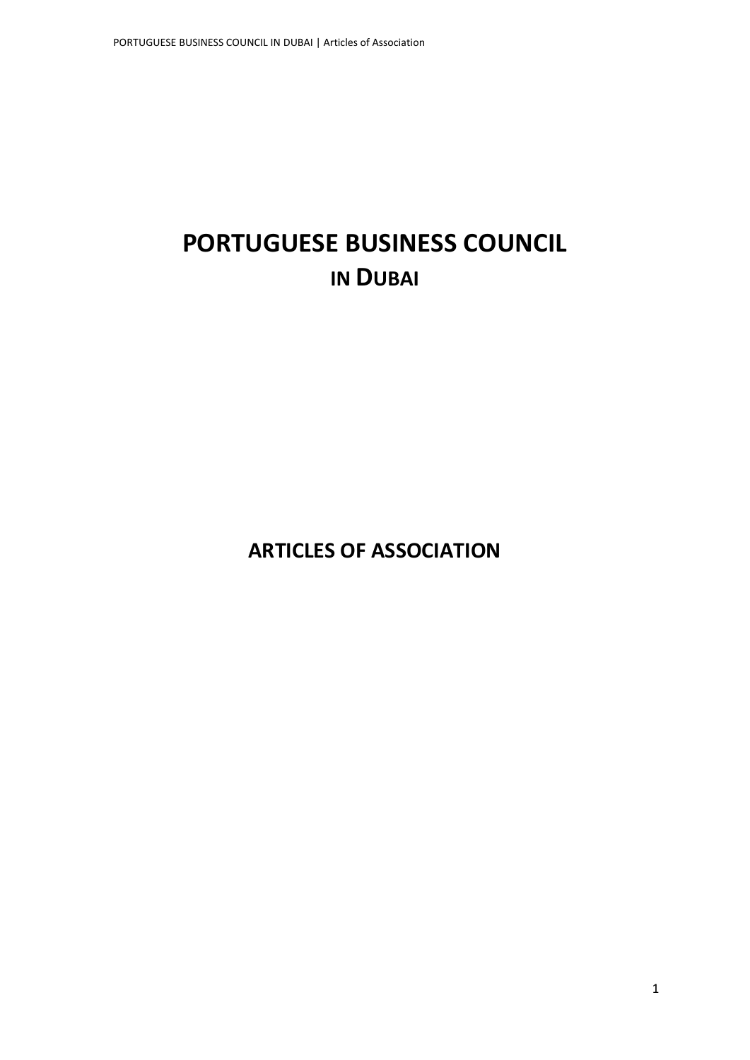# PORTUGUESE BUSINESS COUNCIL IN DUBAI

# ARTICLES OF ASSOCIATION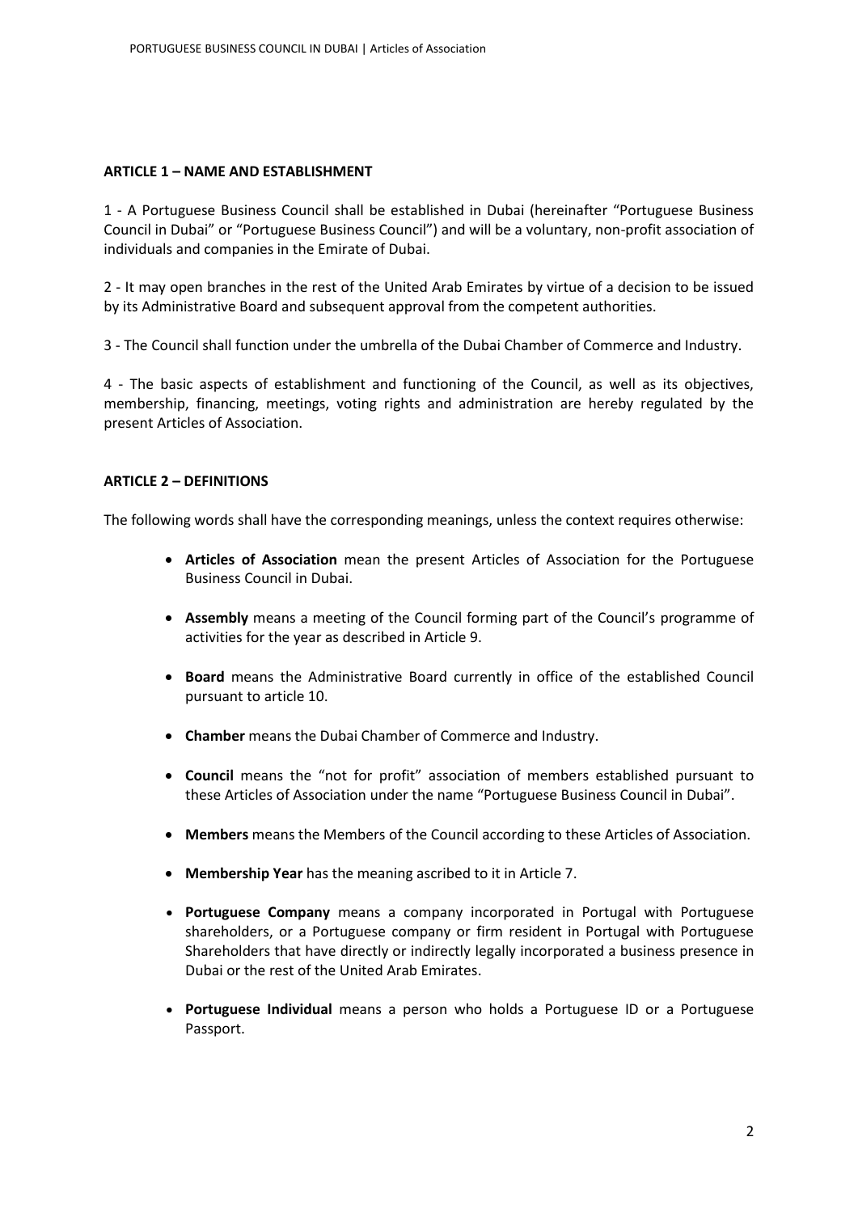**ARTICLE 1 – NAME AND ESTABLISHMENT**

1 - A Portuguese Business Council shall be established in Dubai (hereinafter "Portuguese Business Council in Dubai" or "Portuguese Business Council") and will be a voluntary, non-profit association of individuals and companies in the Emirate of Dubai.

2 - It may open branches in the rest of the United Arab Emirates by virtue of a decision to be issued by its Administrative Board and subsequent approval from the competent authorities.

3 - The Council shall function under the umbrella of the Dubai Chamber of Commerce and Industry.

4 - The basic aspects of establishment and functioning of the Council, as well as its objectives, membership, financing, meetings, voting rights and administration are hereby regulated by the present Articles of Association.

**ARTICLE 2 – DEFINITIONS**

The following words shall have the corresponding meanings, unless the context requires otherwise:

- **Articles of Association** mean the present Articles of Association for the Portuguese Business Council in Dubai.
- **Assembly** means a meeting of the Council forming part of the Council's programme of activities for the year as described in Article 9.
- **Board** means the Administrative Board currently in office of the established Council pursuant to article 10.
- **Chamber** means the Dubai Chamber of Commerce and Industry.
- **Council** means the "not for profit" association of members established pursuant to these Articles of Association under the name "Portuguese Business Council in Dubai".
- **Members** means the Members of the Council according to these Articles of Association.
- **Membership Year** has the meaning ascribed to it in Article 7.
- **Portuguese Company** means a company incorporated in Portugal with Portuguese shareholders, or a Portuguese company or firm resident in Portugal with Portuguese Shareholders that have directly or indirectly legally incorporated a business presence in Dubai or the rest of the United Arab Emirates.
- **Portuguese Individual** means a person who holds a Portuguese ID or a Portuguese Passport.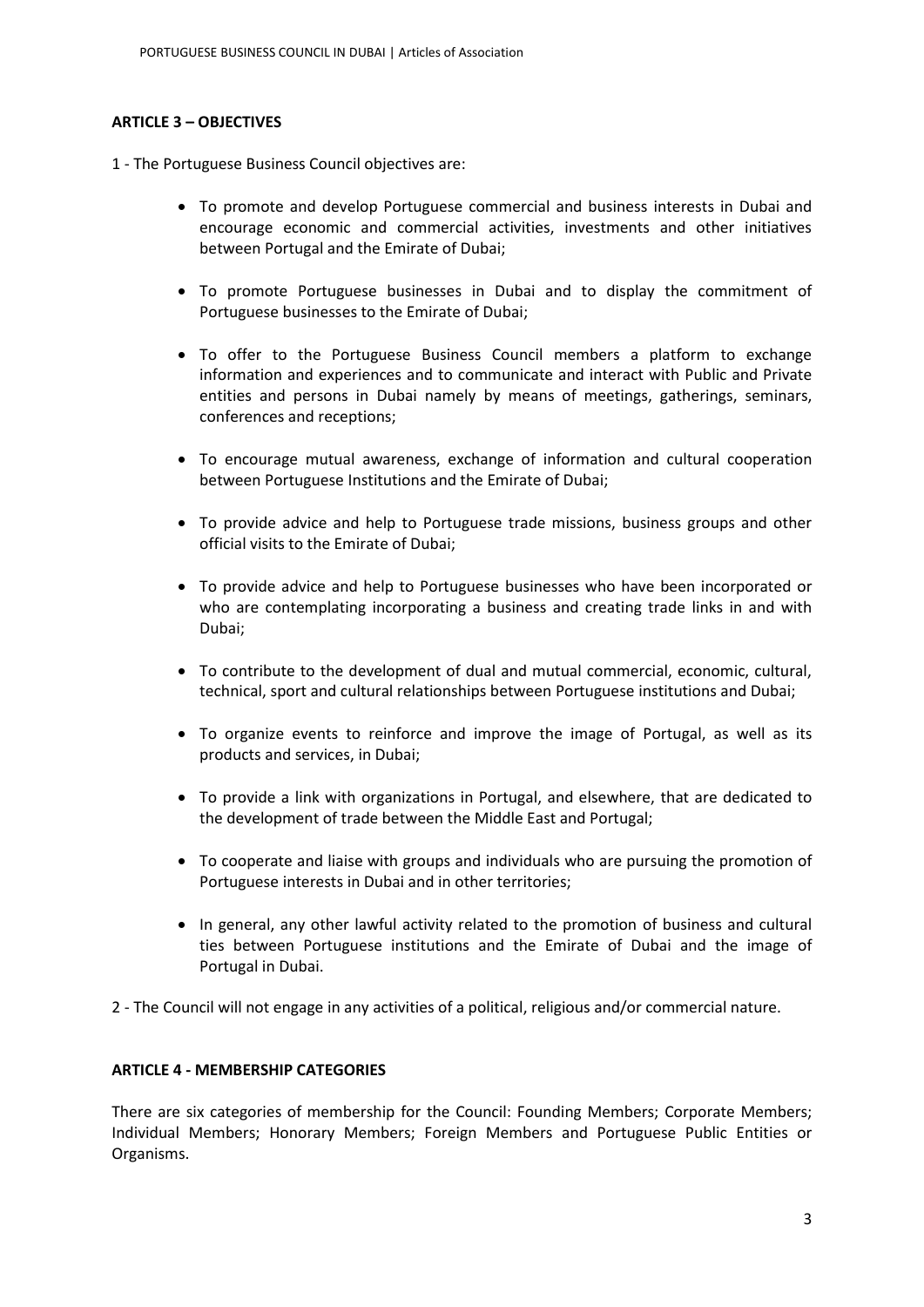**ARTICLE 3 – OBJECTIVES**

1 - The Portuguese Business Council objectives are:

- To promote and develop Portuguese commercial and business interests in Dubai and encourage economic and commercial activities, investments and other initiatives between Portugal and the Emirate of Dubai;
- To promote Portuguese businesses in Dubai and to display the commitment of Portuguese businesses to the Emirate of Dubai;
- To offer to the Portuguese Business Council members a platform to exchange information and experiences and to communicate and interact with Public and Private entities and persons in Dubai namely by means of meetings, gatherings, seminars, conferences and receptions;
- To encourage mutual awareness, exchange of information and cultural cooperation between Portuguese Institutions and the Emirate of Dubai;
- To provide advice and help to Portuguese trade missions, business groups and other official visits to the Emirate of Dubai;
- To provide advice and help to Portuguese businesses who have been incorporated or who are contemplating incorporating a business and creating trade links in and with Dubai;
- To contribute to the development of dual and mutual commercial, economic, cultural, technical, sport and cultural relationships between Portuguese institutions and Dubai;
- To organize events to reinforce and improve the image of Portugal, as well as its products and services, in Dubai;
- To provide a link with organizations in Portugal, and elsewhere, that are dedicated to the development of trade between the Middle East and Portugal;
- To cooperate and liaise with groups and individuals who are pursuing the promotion of Portuguese interests in Dubai and in other territories;
- In general, any other lawful activity related to the promotion of business and cultural ties between Portuguese institutions and the Emirate of Dubai and the image of Portugal in Dubai.

2 - The Council will not engage in any activities of a political, religious and/or commercial nature.

**ARTICLE 4 - MEMBERSHIP CATEGORIES**

There are six categories of membership for the Council: Founding Members; Corporate Members; Individual Members; Honorary Members; Foreign Members and Portuguese Public Entities or Organisms.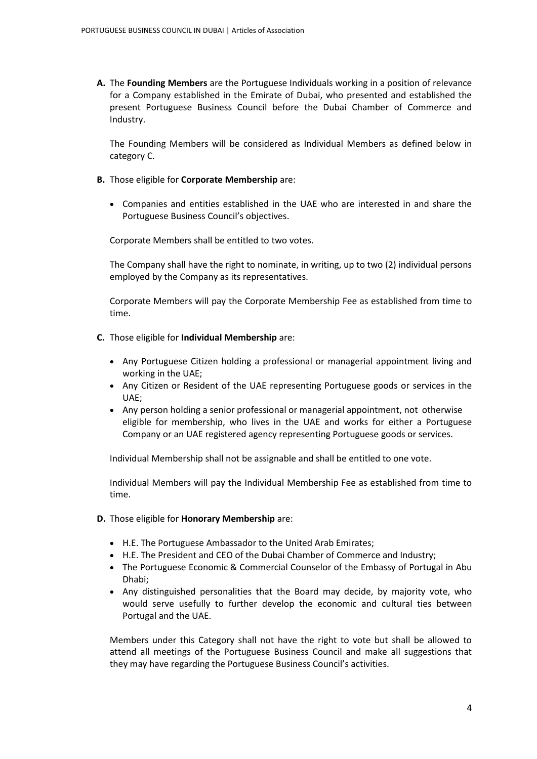**A.** The **Founding Members** are the Portuguese Individuals working in a position of relevance for a Company established in the Emirate of Dubai, who presented and established the present Portuguese Business Council before the Dubai Chamber of Commerce and Industry.

The Founding Members will be considered as Individual Members as defined below in category C.

**B.** Those eligible for **Corporate Membership** are:

- Companies and entities established in the UAE who are interested in and share the Portuguese Business Council's objectives.

Corporate Members shall be entitled to two votes.

The Company shall have the right to nominate, in writing, up to two (2) individual persons employed by the Company as its representatives.

Corporate Members will pay the Corporate Membership Fee as established from time to time.

**C.** Those eligible for **Individual Membership** are:

- Any Portuguese Citizen holding a professional or managerial appointment living and working in the UAE;
- Any Citizen or Resident of the UAE representing Portuguese goods or services in the UAE;
- Any person holding a senior professional or managerial appointment, not otherwise eligible for membership, who lives in the UAE and works for either a Portuguese Company or an UAE registered agency representing Portuguese goods or services.

Individual Membership shall not be assignable and shall be entitled to one vote.

Individual Members will pay the Individual Membership Fee as established from time to time.

**D.** Those eligible for **Honorary Membership** are:

- H.E. The Portuguese Ambassador to the United Arab Emirates;
- H.E. The President and CEO of the Dubai Chamber of Commerce and Industry;
- The Portuguese Economic & Commercial Counselor of the Embassy of Portugal in Abu Dhabi;
- Any distinguished personalities that the Board may decide, by majority vote, who would serve usefully to further develop the economic and cultural ties between Portugal and the UAE.

Members under this Category shall not have the right to vote but shall be allowed to attend all meetings of the Portuguese Business Council and make all suggestions that they may have regarding the Portuguese Business Council's activities.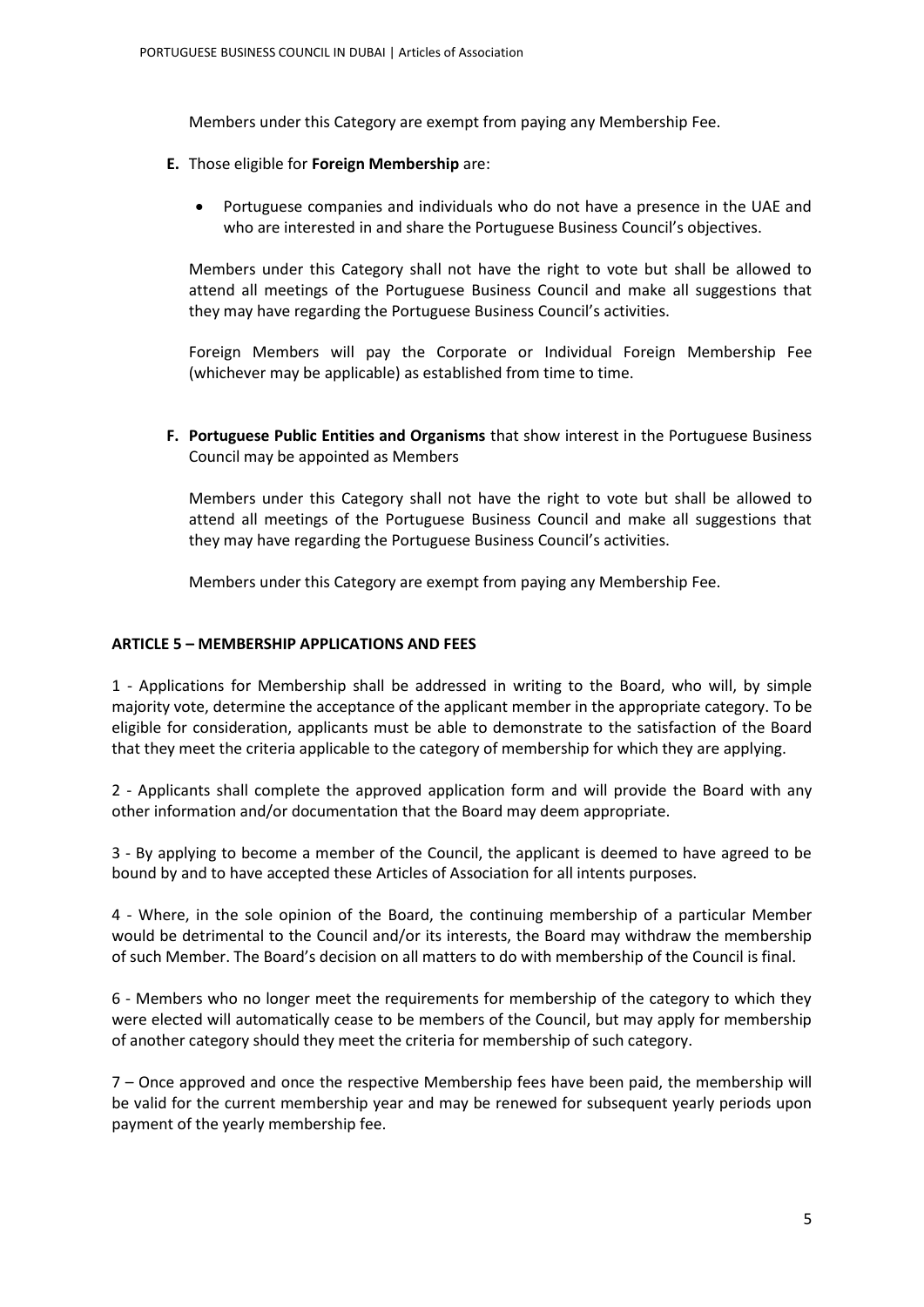Members under this Category are exempt from paying any Membership Fee.

**E.** Those eligible for **Foreign Membership** are:

- Portuguese companies and individuals who do not have a presence in the UAE and who are interested in and share the Portuguese Business Council's objectives.

Members under this Category shall not have the right to vote but shall be allowed to attend all meetings of the Portuguese Business Council and make all suggestions that they may have regarding the Portuguese Business Council's activities.

Foreign Members will pay the Corporate or Individual Foreign Membership Fee (whichever may be applicable) as established from time to time.

**F. Portuguese Public Entities and Organisms** that show interest in the Portuguese Business Council may be appointed as Members

Members under this Category shall not have the right to vote but shall be allowed to attend all meetings of the Portuguese Business Council and make all suggestions that they may have regarding the Portuguese Business Council's activities.

Members under this Category are exempt from paying any Membership Fee.

## ARTICLE 5 – MEMBERSHIP APPLICATIONS AND FEES

1 - Applications for Membership shall be addressed in writing to the Board, who will, by simple majority vote, determine the acceptance of the applicant member in the appropriate category. To be eligible for consideration, applicants must be able to demonstrate to the satisfaction of the Board that they meet the criteria applicable to the category of membership for which they are applying.

2 - Applicants shall complete the approved application form and will provide the Board with any other information and/or documentation that the Board may deem appropriate.

3 - By applying to become a member of the Council, the applicant is deemed to have agreed to be bound by and to have accepted these Articles of Association for all intents purposes.

4 - Where, in the sole opinion of the Board, the continuing membership of a particular Member would be detrimental to the Council and/or its interests, the Board may withdraw the membership of such Member. The Board's decision on all matters to do with membership of the Council is final.

6 - Members who no longer meet the requirements for membership of the category to which they were elected will automatically cease to be members of the Council, but may apply for membership of another category should they meet the criteria for membership of such category.

7 – Once approved and once the respective Membership fees have been paid, the membership will be valid for the current membership year and may be renewed for subsequent yearly periods upon payment of the yearly membership fee.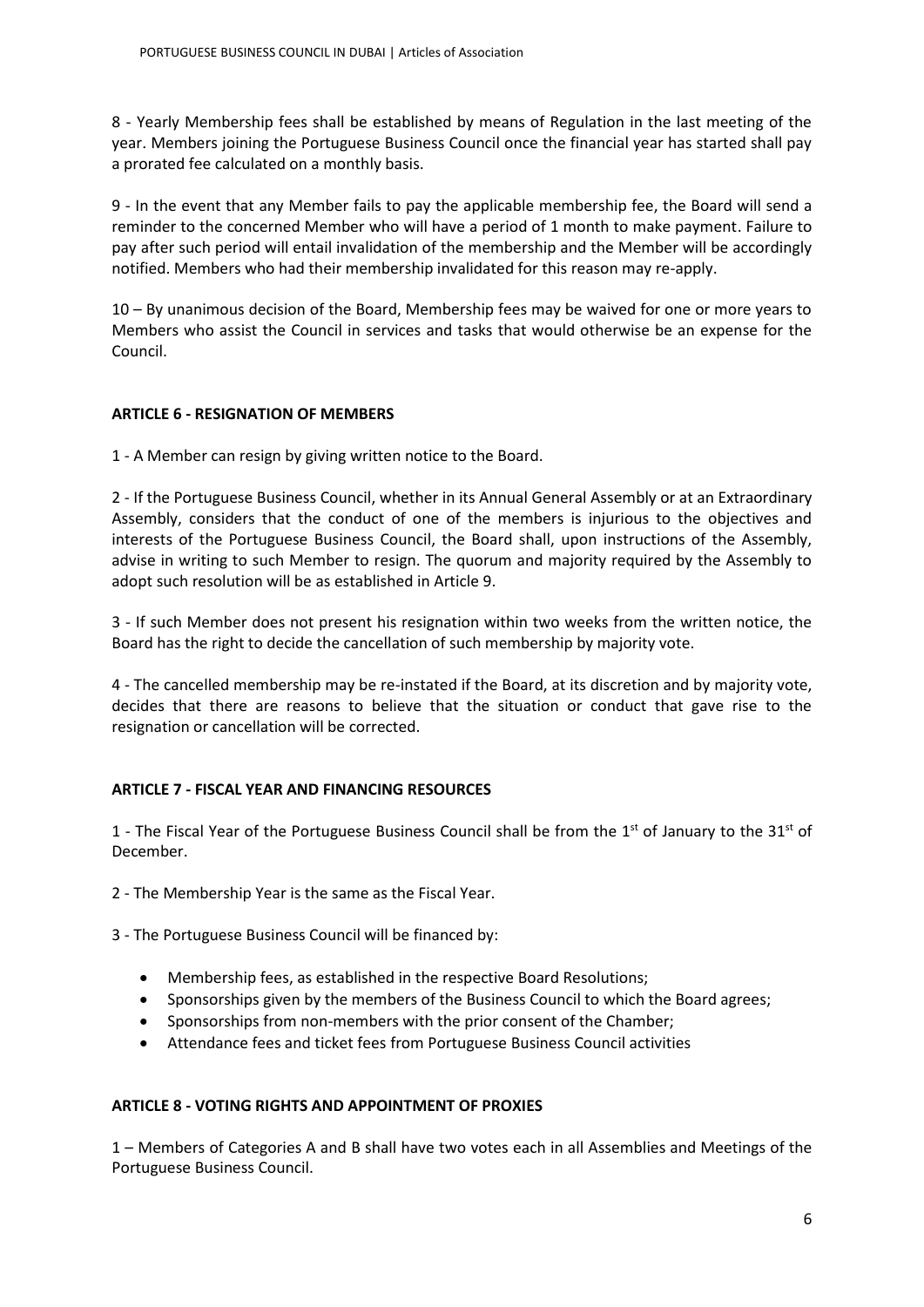8 - Yearly Membership fees shall be established by means of Regulation in the last meeting of the year. Members joining the Portuguese Business Council once the financial year has started shall pay a prorated fee calculated on a monthly basis.

9 - In the event that any Member fails to pay the applicable membership fee, the Board will send a reminder to the concerned Member who will have a period of 1 month to make payment. Failure to pay after such period will entail invalidation of the membership and the Member will be accordingly notified. Members who had their membership invalidated for this reason may re-apply.

10 – By unanimous decision of the Board, Membership fees may be waived for one or more years to Members who assist the Council in services and tasks that would otherwise be an expense for the Council.

**ARTICLE 6 - RESIGNATION OF MEMBERS**

1 - A Member can resign by giving written notice to the Board.

2 - If the Portuguese Business Council, whether in its Annual General Assembly or at an Extraordinary Assembly, considers that the conduct of one of the members is injurious to the objectives and interests of the Portuguese Business Council, the Board shall, upon instructions of the Assembly, advise in writing to such Member to resign. The quorum and majority required by the Assembly to adopt such resolution will be as established in Article 9.

3 - If such Member does not present his resignation within two weeks from the written notice, the Board has the right to decide the cancellation of such membership by majority vote.

4 - The cancelled membership may be re-instated if the Board, at its discretion and by majority vote, decides that there are reasons to believe that the situation or conduct that gave rise to the resignation or cancellation will be corrected.

**ARTICLE 7 - FISCAL YEAR AND FINANCING RESOURCES**

1 - The Fiscal Year of the Portuguese Business Council shall be from the 1st of January to the 31st of December.

2 - The Membership Year is the same as the Fiscal Year.

3 - The Portuguese Business Council will be financed by:

- Membership fees, as established in the respective Board Resolutions;
- Sponsorships given by the members of the Business Council to which the Board agrees;
- Sponsorships from non-members with the prior consent of the Chamber;
- Attendance fees and ticket fees from Portuguese Business Council activities

**ARTICLE 8 - VOTING RIGHTS AND APPOINTMENT OF PROXIES**

1 – Members of Categories A and B shall have two votes each in all Assemblies and Meetings of the Portuguese Business Council.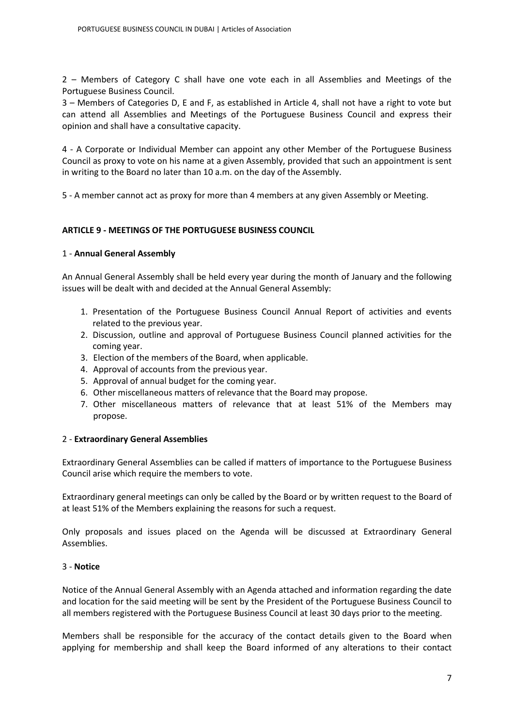2 – Members of Category C shall have one vote each in all Assemblies and Meetings of the Portuguese Business Council.

3 – Members of Categories D, E and F, as established in Article 4, shall not have a right to vote but can attend all Assemblies and Meetings of the Portuguese Business Council and express their opinion and shall have a consultative capacity.

4 - A Corporate or Individual Member can appoint any other Member of the Portuguese Business Council as proxy to vote on his name at a given Assembly, provided that such an appointment is sent in writing to the Board no later than 10 a.m. on the day of the Assembly.

5 - A member cannot act as proxy for more than 4 members at any given Assembly or Meeting.

## ARTICLE 9 - MEETINGS OF THE PORTUGUESE BUSINESS COUNCIL

### 1 - Annual General Assembly

An Annual General Assembly shall be held every year during the month of January and the following issues will be dealt with and decided at the Annual General Assembly:

1. Presentation of the Portuguese Business Council Annual Report of activities and events related to the previous year.
2. Discussion, outline and approval of Portuguese Business Council planned activities for the coming year.
3. Election of the members of the Board, when applicable.
4. Approval of accounts from the previous year.
5. Approval of annual budget for the coming year.
6. Other miscellaneous matters of relevance that the Board may propose.
7. Other miscellaneous matters of relevance that at least 51% of the Members may propose.

### 2 - Extraordinary General Assemblies

Extraordinary General Assemblies can be called if matters of importance to the Portuguese Business Council arise which require the members to vote.

Extraordinary general meetings can only be called by the Board or by written request to the Board of at least 51% of the Members explaining the reasons for such a request.

Only proposals and issues placed on the Agenda will be discussed at Extraordinary General Assemblies.

### 3 - Notice

Notice of the Annual General Assembly with an Agenda attached and information regarding the date and location for the said meeting will be sent by the President of the Portuguese Business Council to all members registered with the Portuguese Business Council at least 30 days prior to the meeting.

Members shall be responsible for the accuracy of the contact details given to the Board when applying for membership and shall keep the Board informed of any alterations to their contact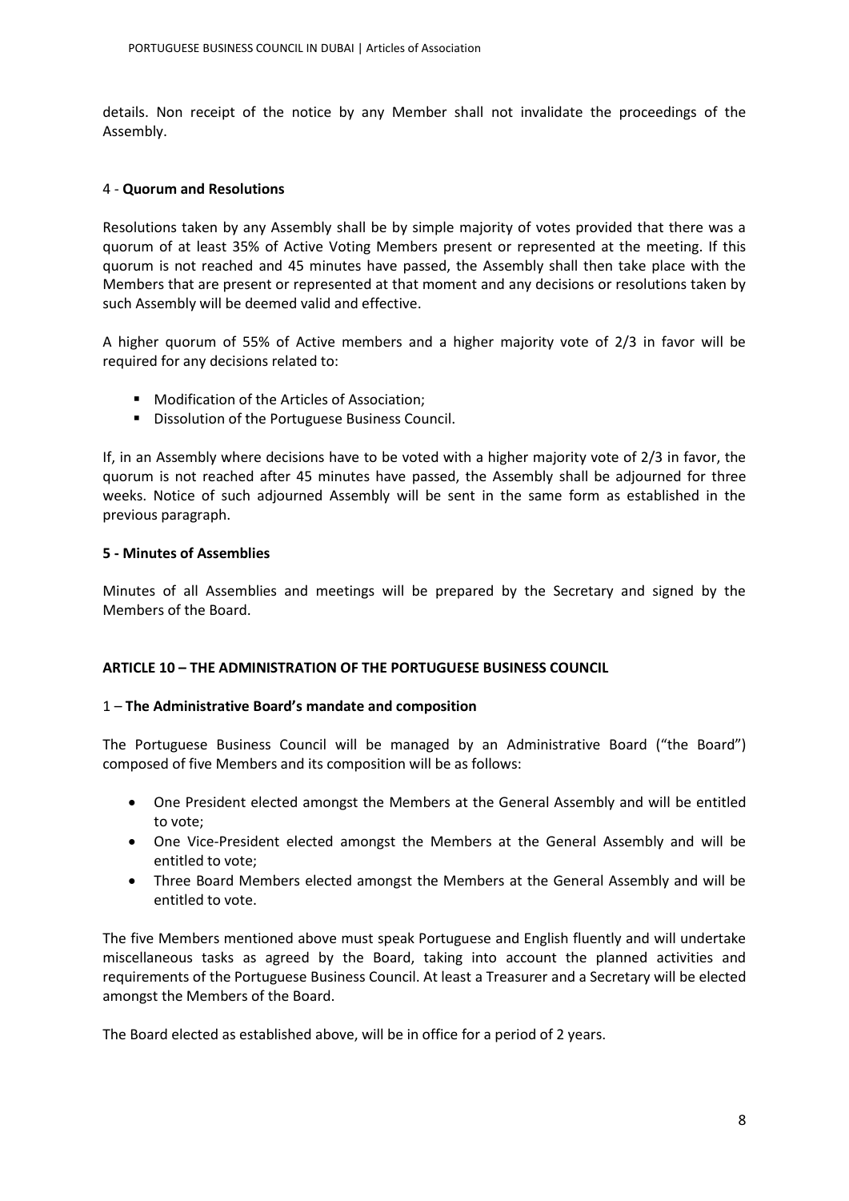details. Non receipt of the notice by any Member shall not invalidate the proceedings of the Assembly.

### 4 - **Quorum and Resolutions**

Resolutions taken by any Assembly shall be by simple majority of votes provided that there was a quorum of at least 35% of Active Voting Members present or represented at the meeting. If this quorum is not reached and 45 minutes have passed, the Assembly shall then take place with the Members that are present or represented at that moment and any decisions or resolutions taken by such Assembly will be deemed valid and effective.

A higher quorum of 55% of Active members and a higher majority vote of 2/3 in favor will be required for any decisions related to:

- Modification of the Articles of Association;
- Dissolution of the Portuguese Business Council.

If, in an Assembly where decisions have to be voted with a higher majority vote of 2/3 in favor, the quorum is not reached after 45 minutes have passed, the Assembly shall be adjourned for three weeks. Notice of such adjourned Assembly will be sent in the same form as established in the previous paragraph.

### 5 - Minutes of Assemblies

Minutes of all Assemblies and meetings will be prepared by the Secretary and signed by the Members of the Board.

## ARTICLE 10 – THE ADMINISTRATION OF THE PORTUGUESE BUSINESS COUNCIL

### 1 – **The Administrative Board's mandate and composition**

The Portuguese Business Council will be managed by an Administrative Board ("the Board") composed of five Members and its composition will be as follows:

- One President elected amongst the Members at the General Assembly and will be entitled to vote;
- One Vice-President elected amongst the Members at the General Assembly and will be entitled to vote;
- Three Board Members elected amongst the Members at the General Assembly and will be entitled to vote.

The five Members mentioned above must speak Portuguese and English fluently and will undertake miscellaneous tasks as agreed by the Board, taking into account the planned activities and requirements of the Portuguese Business Council. At least a Treasurer and a Secretary will be elected amongst the Members of the Board.

The Board elected as established above, will be in office for a period of 2 years.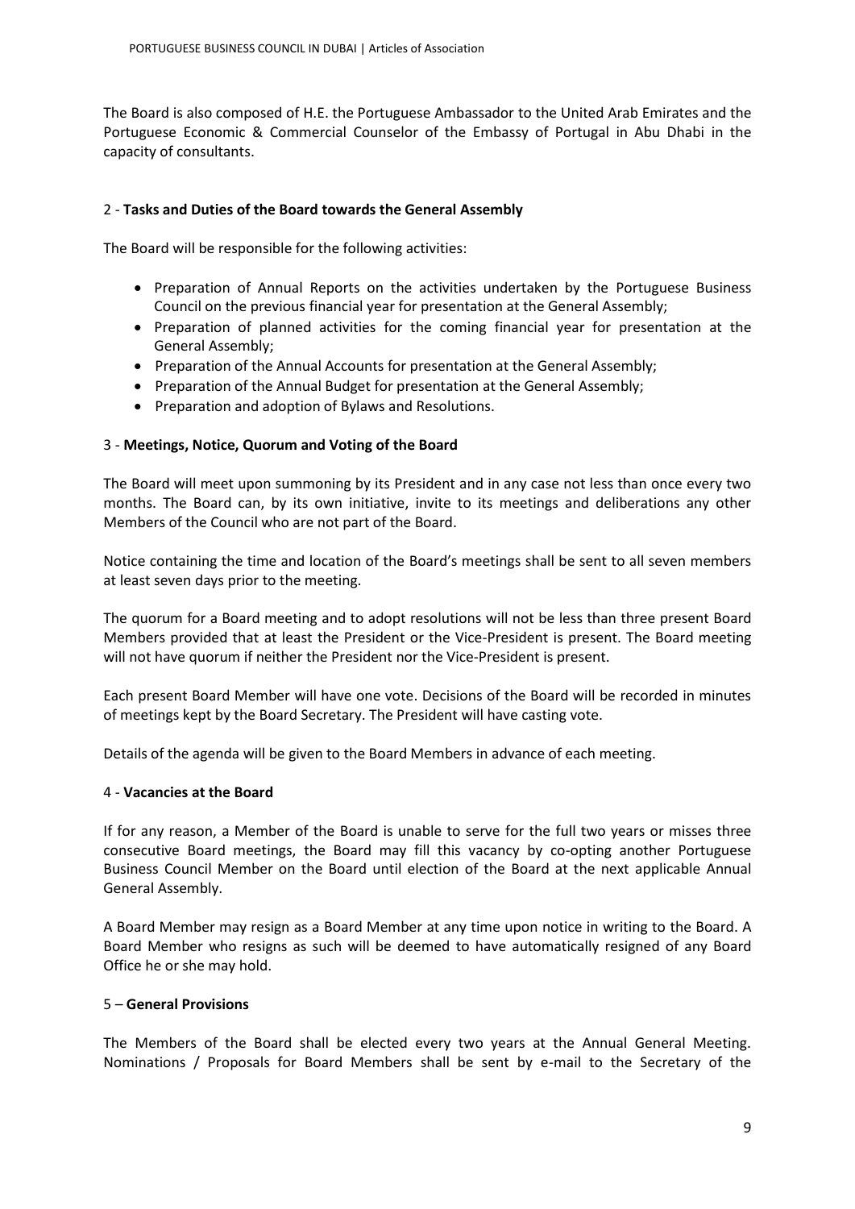The Board is also composed of H.E. the Portuguese Ambassador to the United Arab Emirates and the Portuguese Economic & Commercial Counselor of the Embassy of Portugal in Abu Dhabi in the capacity of consultants.

### 2 - **Tasks and Duties of the Board towards the General Assembly**

The Board will be responsible for the following activities:

- Preparation of Annual Reports on the activities undertaken by the Portuguese Business Council on the previous financial year for presentation at the General Assembly;
- Preparation of planned activities for the coming financial year for presentation at the General Assembly;
- Preparation of the Annual Accounts for presentation at the General Assembly;
- Preparation of the Annual Budget for presentation at the General Assembly;
- Preparation and adoption of Bylaws and Resolutions.

### 3 - **Meetings, Notice, Quorum and Voting of the Board**

The Board will meet upon summoning by its President and in any case not less than once every two months. The Board can, by its own initiative, invite to its meetings and deliberations any other Members of the Council who are not part of the Board.

Notice containing the time and location of the Board's meetings shall be sent to all seven members at least seven days prior to the meeting.

The quorum for a Board meeting and to adopt resolutions will not be less than three present Board Members provided that at least the President or the Vice-President is present. The Board meeting will not have quorum if neither the President nor the Vice-President is present.

Each present Board Member will have one vote. Decisions of the Board will be recorded in minutes of meetings kept by the Board Secretary. The President will have casting vote.

Details of the agenda will be given to the Board Members in advance of each meeting.

### 4 - **Vacancies at the Board**

If for any reason, a Member of the Board is unable to serve for the full two years or misses three consecutive Board meetings, the Board may fill this vacancy by co-opting another Portuguese Business Council Member on the Board until election of the Board at the next applicable Annual General Assembly.

A Board Member may resign as a Board Member at any time upon notice in writing to the Board. A Board Member who resigns as such will be deemed to have automatically resigned of any Board Office he or she may hold.

### 5 – **General Provisions**

The Members of the Board shall be elected every two years at the Annual General Meeting. Nominations / Proposals for Board Members shall be sent by e-mail to the Secretary of the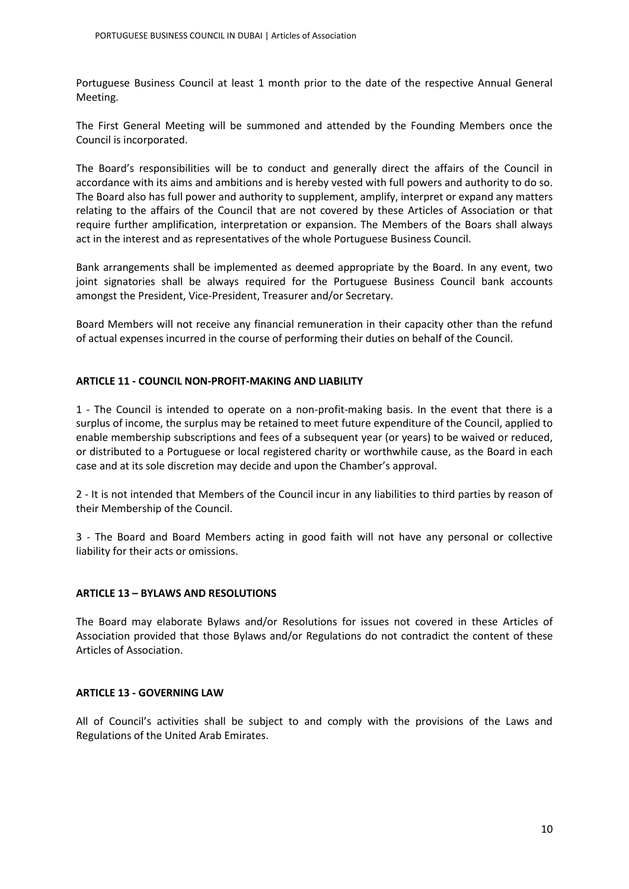Portuguese Business Council at least 1 month prior to the date of the respective Annual General Meeting.

The First General Meeting will be summoned and attended by the Founding Members once the Council is incorporated.

The Board's responsibilities will be to conduct and generally direct the affairs of the Council in accordance with its aims and ambitions and is hereby vested with full powers and authority to do so. The Board also has full power and authority to supplement, amplify, interpret or expand any matters relating to the affairs of the Council that are not covered by these Articles of Association or that require further amplification, interpretation or expansion. The Members of the Boars shall always act in the interest and as representatives of the whole Portuguese Business Council.

Bank arrangements shall be implemented as deemed appropriate by the Board. In any event, two joint signatories shall be always required for the Portuguese Business Council bank accounts amongst the President, Vice-President, Treasurer and/or Secretary.

Board Members will not receive any financial remuneration in their capacity other than the refund of actual expenses incurred in the course of performing their duties on behalf of the Council.

**ARTICLE 11 - COUNCIL NON-PROFIT-MAKING AND LIABILITY**

1 - The Council is intended to operate on a non-profit-making basis. In the event that there is a surplus of income, the surplus may be retained to meet future expenditure of the Council, applied to enable membership subscriptions and fees of a subsequent year (or years) to be waived or reduced, or distributed to a Portuguese or local registered charity or worthwhile cause, as the Board in each case and at its sole discretion may decide and upon the Chamber's approval.

2 - It is not intended that Members of the Council incur in any liabilities to third parties by reason of their Membership of the Council.

3 - The Board and Board Members acting in good faith will not have any personal or collective liability for their acts or omissions.

**ARTICLE 13 – BYLAWS AND RESOLUTIONS**

The Board may elaborate Bylaws and/or Resolutions for issues not covered in these Articles of Association provided that those Bylaws and/or Regulations do not contradict the content of these Articles of Association.

**ARTICLE 13 - GOVERNING LAW**

All of Council's activities shall be subject to and comply with the provisions of the Laws and Regulations of the United Arab Emirates.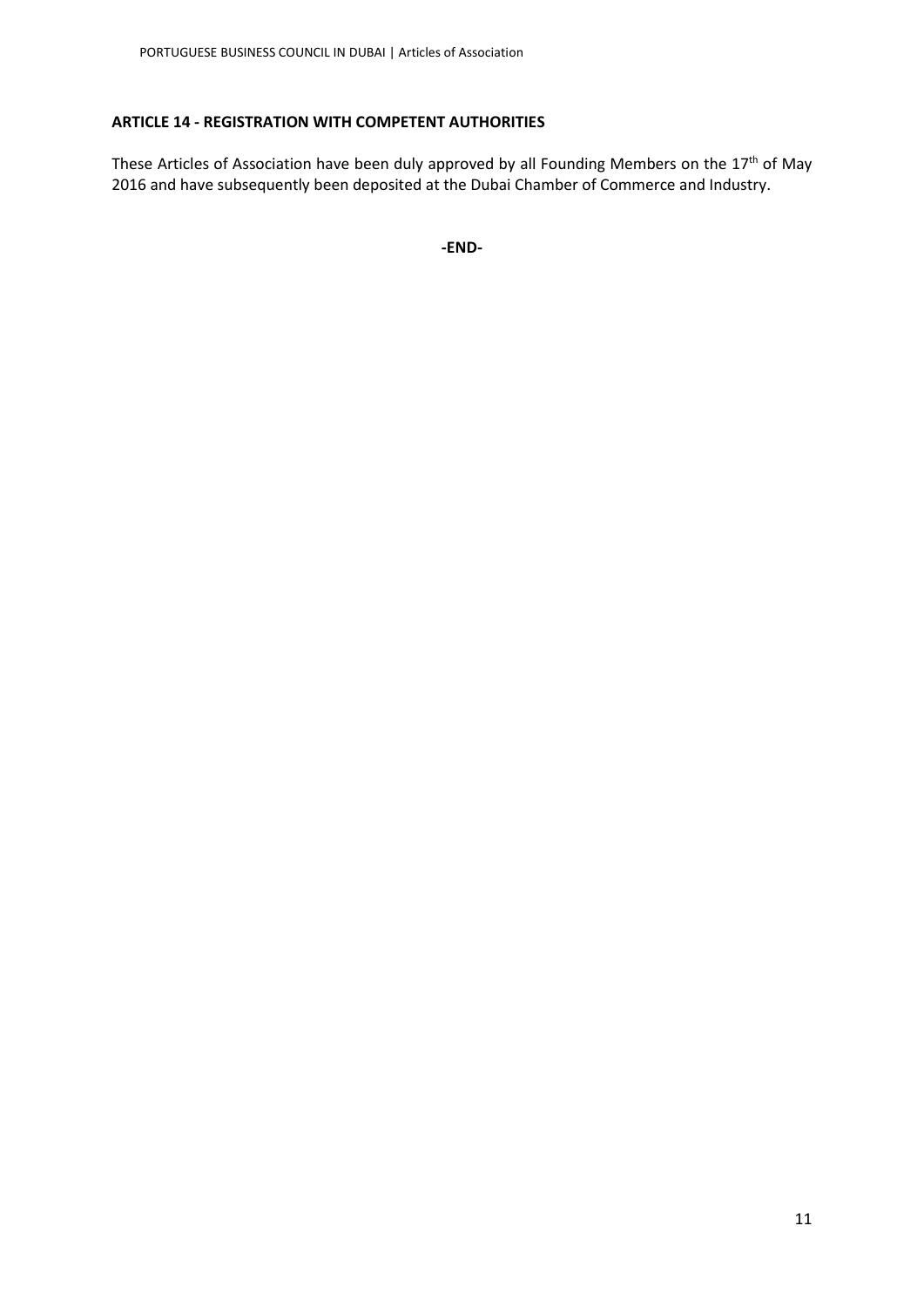**ARTICLE 14 - REGISTRATION WITH COMPETENT AUTHORITIES**

These Articles of Association have been duly approved by all Founding Members on the 17th of May 2016 and have subsequently been deposited at the Dubai Chamber of Commerce and Industry.

**-END-**